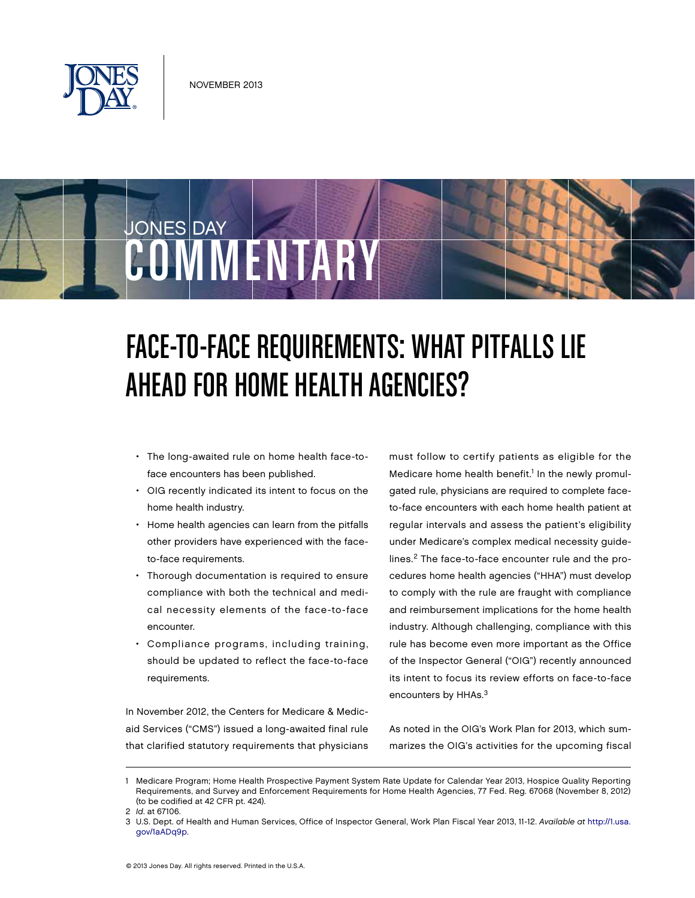NOVEMBER 2013

JONES DAY

COMMENTARY

# FACE-TO-FACE REQUIREMENTS: WHAT PITFALLS LIE AHEAD FOR HOME HEALTH AGENCIES?

- The long-awaited rule on home health face-to-face encounters has been published.
- OIG recently indicated its intent to focus on the home health industry.
- Home health agencies can learn from the pitfalls other providers have experienced with the face-to-face requirements.
- Thorough documentation is required to ensure compliance with both the technical and medical necessity elements of the face-to-face encounter.
- Compliance programs, including training, should be updated to reflect the face-to-face requirements.

In November 2012, the Centers for Medicare & Medicaid Services ("CMS") issued a long-awaited final rule that clarified statutory requirements that physicians must follow to certify patients as eligible for the Medicare home health benefit.[1] In the newly promulgated rule, physicians are required to complete face-to-face encounters with each home health patient at regular intervals and assess the patient's eligibility under Medicare's complex medical necessity guidelines.[2] The face-to-face encounter rule and the procedures home health agencies ("HHA") must develop to comply with the rule are fraught with compliance and reimbursement implications for the home health industry. Although challenging, compliance with this rule has become even more important as the Office of the Inspector General ("OIG") recently announced its intent to focus its review efforts on face-to-face encounters by HHAs.[3]

As noted in the OIG's Work Plan for 2013, which summarizes the OIG's activities for the upcoming fiscal

1 Medicare Program; Home Health Prospective Payment System Rate Update for Calendar Year 2013, Hospice Quality Reporting Requirements, and Survey and Enforcement Requirements for Home Health Agencies, 77 Fed. Reg. 67068 (November 8, 2012) (to be codified at 42 CFR pt. 424).

2 *Id.* at 67106.

3 U.S. Dept. of Health and Human Services, Office of Inspector General, Work Plan Fiscal Year 2013, 11-12. *Available at* http://1.usa.gov/1aADq9p.

© 2013 Jones Day. All rights reserved. Printed in the U.S.A.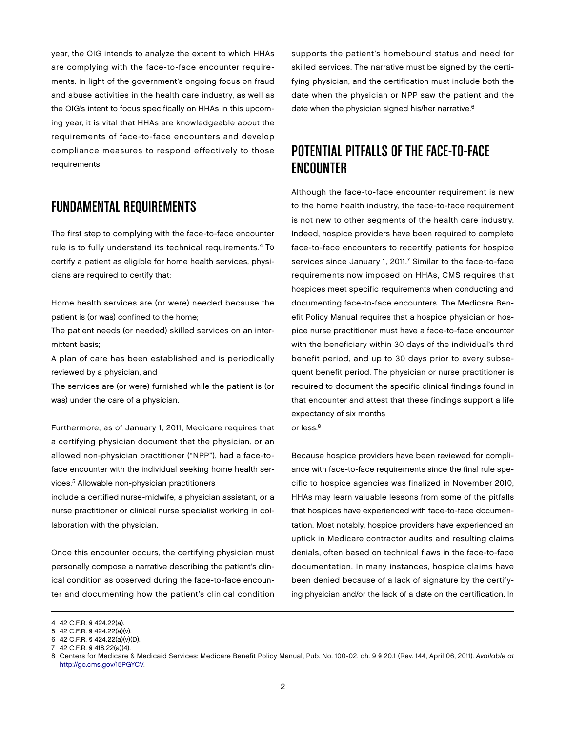year, the OIG intends to analyze the extent to which HHAs are complying with the face-to-face encounter requirements. In light of the government's ongoing focus on fraud and abuse activities in the health care industry, as well as the OIG's intent to focus specifically on HHAs in this upcoming year, it is vital that HHAs are knowledgeable about the requirements of face-to-face encounters and develop compliance measures to respond effectively to those requirements.

## FUNDAMENTAL REQUIREMENTS

The first step to complying with the face-to-face encounter rule is to fully understand its technical requirements.[4] To certify a patient as eligible for home health services, physicians are required to certify that:

Home health services are (or were) needed because the patient is (or was) confined to the home;

The patient needs (or needed) skilled services on an intermittent basis;

A plan of care has been established and is periodically reviewed by a physician, and

The services are (or were) furnished while the patient is (or was) under the care of a physician.

Furthermore, as of January 1, 2011, Medicare requires that a certifying physician document that the physician, or an allowed non-physician practitioner ("NPP"), had a face-to-face encounter with the individual seeking home health services.[5] Allowable non-physician practitioners include a certified nurse-midwife, a physician assistant, or a nurse practitioner or clinical nurse specialist working in collaboration with the physician.

Once this encounter occurs, the certifying physician must personally compose a narrative describing the patient's clinical condition as observed during the face-to-face encounter and documenting how the patient's clinical condition supports the patient's homebound status and need for skilled services. The narrative must be signed by the certifying physician, and the certification must include both the date when the physician or NPP saw the patient and the date when the physician signed his/her narrative.[6]

## POTENTIAL PITFALLS OF THE FACE-TO-FACE ENCOUNTER

Although the face-to-face encounter requirement is new to the home health industry, the face-to-face requirement is not new to other segments of the health care industry. Indeed, hospice providers have been required to complete face-to-face encounters to recertify patients for hospice services since January 1, 2011.[7] Similar to the face-to-face requirements now imposed on HHAs, CMS requires that hospices meet specific requirements when conducting and documenting face-to-face encounters. The Medicare Benefit Policy Manual requires that a hospice physician or hospice nurse practitioner must have a face-to-face encounter with the beneficiary within 30 days of the individual's third benefit period, and up to 30 days prior to every subsequent benefit period. The physician or nurse practitioner is required to document the specific clinical findings found in that encounter and attest that these findings support a life expectancy of six months or less.[8]

Because hospice providers have been reviewed for compliance with face-to-face requirements since the final rule specific to hospice agencies was finalized in November 2010, HHAs may learn valuable lessons from some of the pitfalls that hospices have experienced with face-to-face documentation. Most notably, hospice providers have experienced an uptick in Medicare contractor audits and resulting claims denials, often based on technical flaws in the face-to-face documentation. In many instances, hospice claims have been denied because of a lack of signature by the certifying physician and/or the lack of a date on the certification. In

---

4 42 C.F.R. § 424.22(a).

5 42 C.F.R. § 424.22(a)(v).

6 42 C.F.R. § 424.22(a)(v)(D).

7 42 C.F.R. § 418.22(a)(4).

8 Centers for Medicare & Medicaid Services: Medicare Benefit Policy Manual, Pub. No. 100-02, ch. 9 § 20.1 (Rev. 144, April 06, 2011). *Available at* http://go.cms.gov/15PGYCV.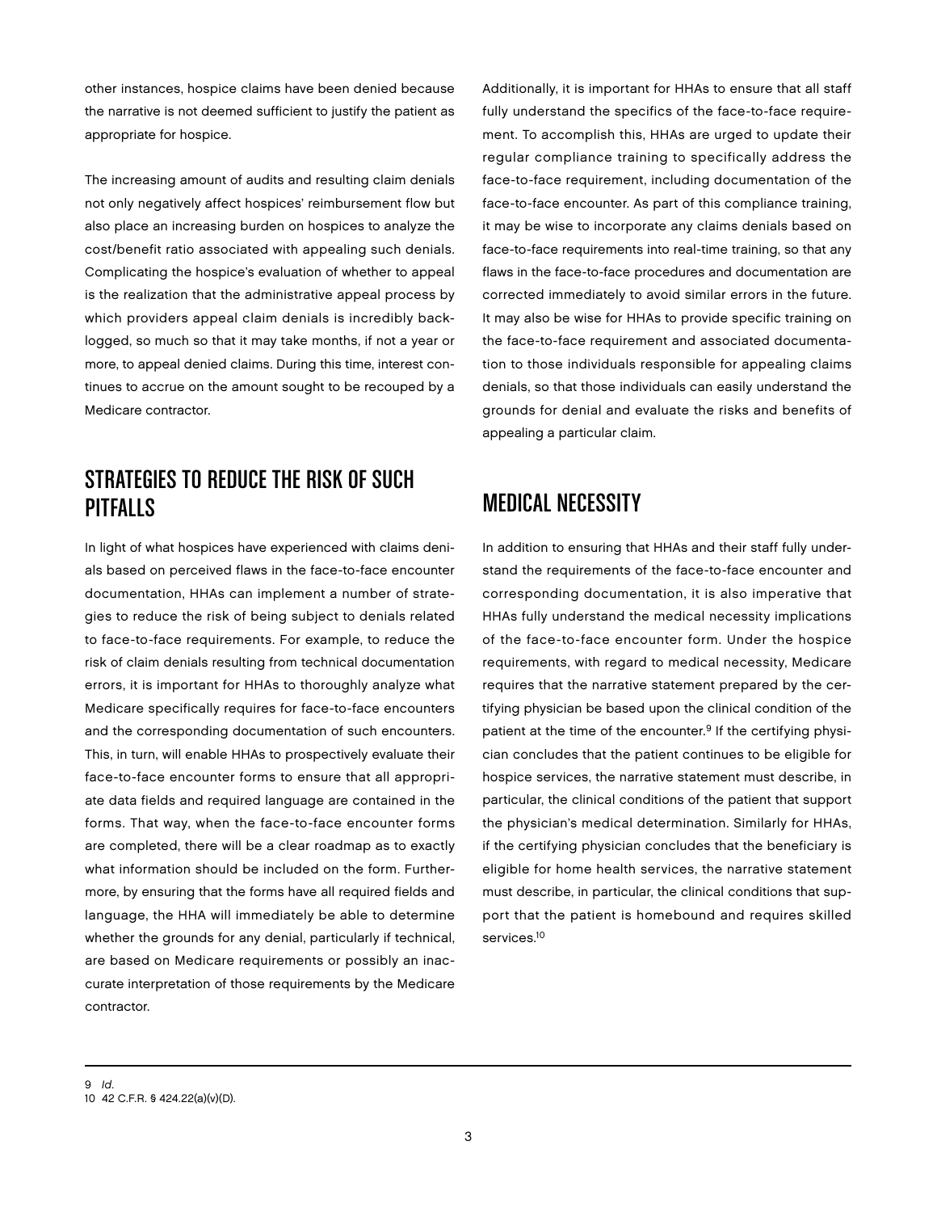other instances, hospice claims have been denied because the narrative is not deemed sufficient to justify the patient as appropriate for hospice.

The increasing amount of audits and resulting claim denials not only negatively affect hospices' reimbursement flow but also place an increasing burden on hospices to analyze the cost/benefit ratio associated with appealing such denials. Complicating the hospice's evaluation of whether to appeal is the realization that the administrative appeal process by which providers appeal claim denials is incredibly backlogged, so much so that it may take months, if not a year or more, to appeal denied claims. During this time, interest continues to accrue on the amount sought to be recouped by a Medicare contractor.

## STRATEGIES TO REDUCE THE RISK OF SUCH PITFALLS

In light of what hospices have experienced with claims denials based on perceived flaws in the face-to-face encounter documentation, HHAs can implement a number of strategies to reduce the risk of being subject to denials related to face-to-face requirements. For example, to reduce the risk of claim denials resulting from technical documentation errors, it is important for HHAs to thoroughly analyze what Medicare specifically requires for face-to-face encounters and the corresponding documentation of such encounters. This, in turn, will enable HHAs to prospectively evaluate their face-to-face encounter forms to ensure that all appropriate data fields and required language are contained in the forms. That way, when the face-to-face encounter forms are completed, there will be a clear roadmap as to exactly what information should be included on the form. Furthermore, by ensuring that the forms have all required fields and language, the HHA will immediately be able to determine whether the grounds for any denial, particularly if technical, are based on Medicare requirements or possibly an inaccurate interpretation of those requirements by the Medicare contractor.

Additionally, it is important for HHAs to ensure that all staff fully understand the specifics of the face-to-face requirement. To accomplish this, HHAs are urged to update their regular compliance training to specifically address the face-to-face requirement, including documentation of the face-to-face encounter. As part of this compliance training, it may be wise to incorporate any claims denials based on face-to-face requirements into real-time training, so that any flaws in the face-to-face procedures and documentation are corrected immediately to avoid similar errors in the future. It may also be wise for HHAs to provide specific training on the face-to-face requirement and associated documentation to those individuals responsible for appealing claims denials, so that those individuals can easily understand the grounds for denial and evaluate the risks and benefits of appealing a particular claim.

## MEDICAL NECESSITY

In addition to ensuring that HHAs and their staff fully understand the requirements of the face-to-face encounter and corresponding documentation, it is also imperative that HHAs fully understand the medical necessity implications of the face-to-face encounter form. Under the hospice requirements, with regard to medical necessity, Medicare requires that the narrative statement prepared by the certifying physician be based upon the clinical condition of the patient at the time of the encounter.[9] If the certifying physician concludes that the patient continues to be eligible for hospice services, the narrative statement must describe, in particular, the clinical conditions of the patient that support the physician's medical determination. Similarly for HHAs, if the certifying physician concludes that the beneficiary is eligible for home health services, the narrative statement must describe, in particular, the clinical conditions that support that the patient is homebound and requires skilled services.[10]

---

9 *Id.*

10 42 C.F.R. § 424.22(a)(v)(D).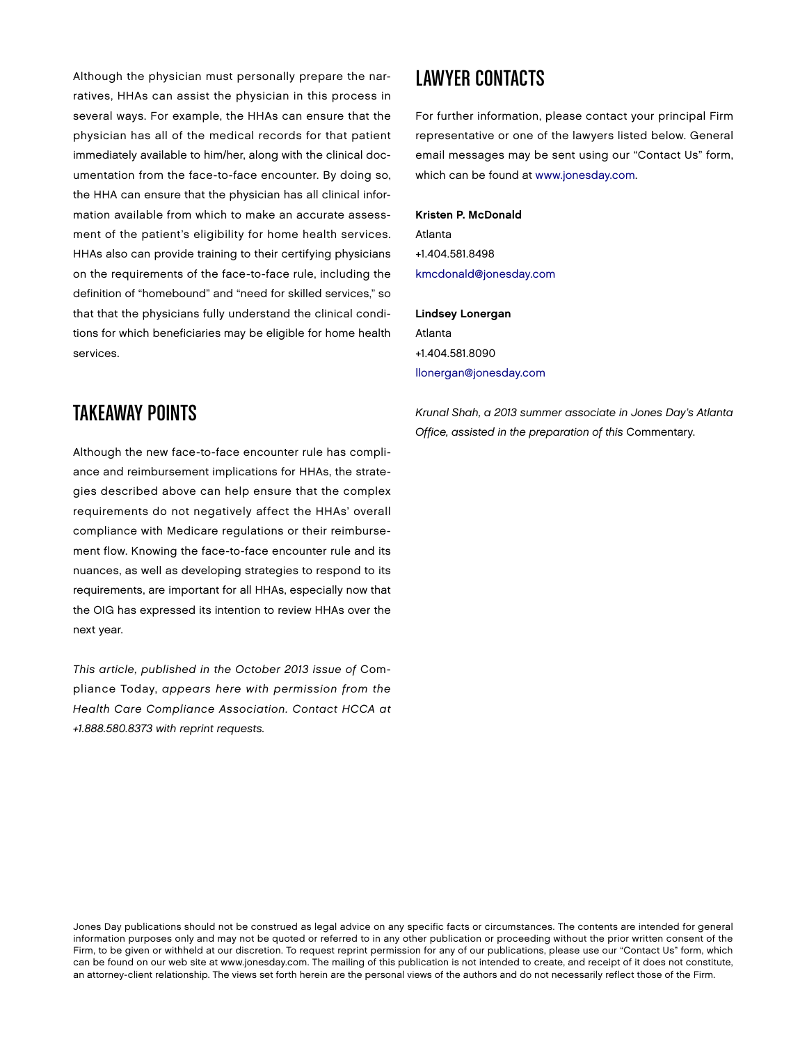Although the physician must personally prepare the narratives, HHAs can assist the physician in this process in several ways. For example, the HHAs can ensure that the physician has all of the medical records for that patient immediately available to him/her, along with the clinical documentation from the face-to-face encounter. By doing so, the HHA can ensure that the physician has all clinical information available from which to make an accurate assessment of the patient's eligibility for home health services. HHAs also can provide training to their certifying physicians on the requirements of the face-to-face rule, including the definition of "homebound" and "need for skilled services," so that that the physicians fully understand the clinical conditions for which beneficiaries may be eligible for home health services.

## TAKEAWAY POINTS

Although the new face-to-face encounter rule has compliance and reimbursement implications for HHAs, the strategies described above can help ensure that the complex requirements do not negatively affect the HHAs' overall compliance with Medicare regulations or their reimbursement flow. Knowing the face-to-face encounter rule and its nuances, as well as developing strategies to respond to its requirements, are important for all HHAs, especially now that the OIG has expressed its intention to review HHAs over the next year.

*This article, published in the October 2013 issue of* Compliance Today, *appears here with permission from the Health Care Compliance Association. Contact HCCA at +1.888.580.8373 with reprint requests.*

## LAWYER CONTACTS

For further information, please contact your principal Firm representative or one of the lawyers listed below. General email messages may be sent using our "Contact Us" form, which can be found at www.jonesday.com.

**Kristen P. McDonald**
Atlanta
+1.404.581.8498
kmcdonald@jonesday.com

**Lindsey Lonergan**
Atlanta
+1.404.581.8090
llonergan@jonesday.com

*Krunal Shah, a 2013 summer associate in Jones Day's Atlanta Office, assisted in the preparation of this* Commentary.

Jones Day publications should not be construed as legal advice on any specific facts or circumstances. The contents are intended for general information purposes only and may not be quoted or referred to in any other publication or proceeding without the prior written consent of the Firm, to be given or withheld at our discretion. To request reprint permission for any of our publications, please use our "Contact Us" form, which can be found on our web site at www.jonesday.com. The mailing of this publication is not intended to create, and receipt of it does not constitute, an attorney-client relationship. The views set forth herein are the personal views of the authors and do not necessarily reflect those of the Firm.